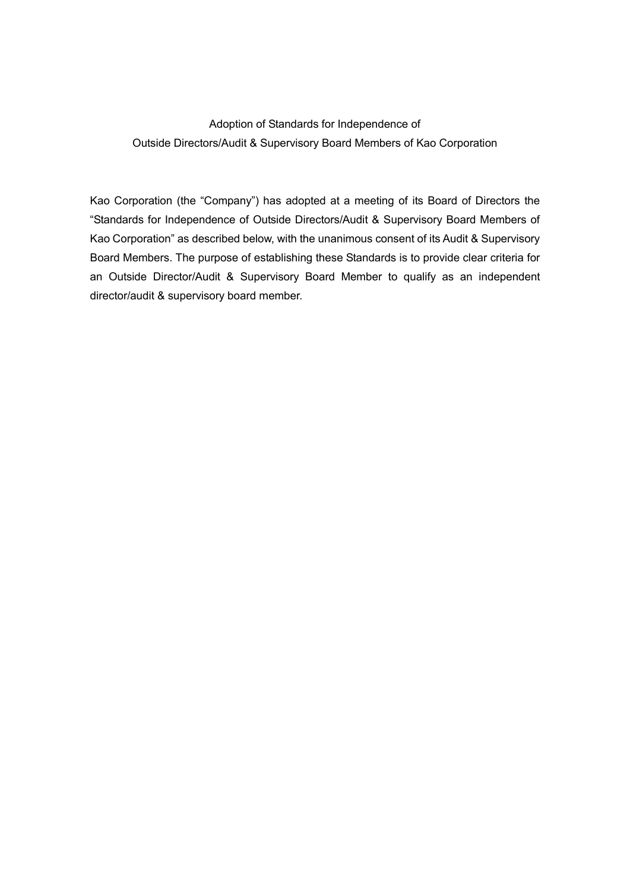# Adoption of Standards for Independence of Outside Directors/Audit & Supervisory Board Members of Kao Corporation

Kao Corporation (the "Company") has adopted at a meeting of its Board of Directors the "Standards for Independence of Outside Directors/Audit & Supervisory Board Members of Kao Corporation" as described below, with the unanimous consent of its Audit & Supervisory Board Members. The purpose of establishing these Standards is to provide clear criteria for an Outside Director/Audit & Supervisory Board Member to qualify as an independent director/audit & supervisory board member.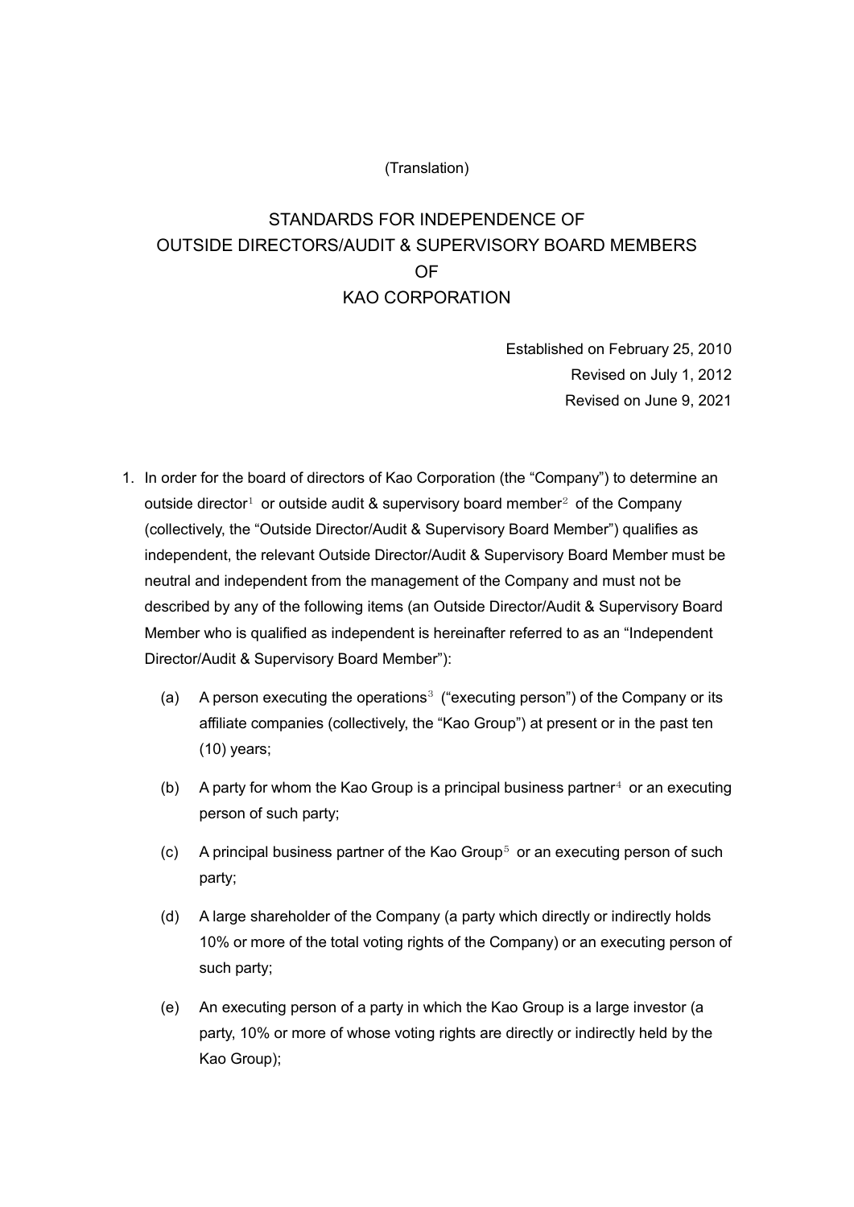(Translation)

# STANDARDS FOR INDEPENDENCE OF OUTSIDE DIRECTORS/AUDIT & SUPERVISORY BOARD MEMBERS OF KAO CORPORATION

Established on February 25, 2010
Revised on July 1, 2012
Revised on June 9, 2021

1. In order for the board of directors of Kao Corporation (the "Company") to determine an outside director[1] or outside audit & supervisory board member[2] of the Company (collectively, the "Outside Director/Audit & Supervisory Board Member") qualifies as independent, the relevant Outside Director/Audit & Supervisory Board Member must be neutral and independent from the management of the Company and must not be described by any of the following items (an Outside Director/Audit & Supervisory Board Member who is qualified as independent is hereinafter referred to as an "Independent Director/Audit & Supervisory Board Member"):

    (a) A person executing the operations[3] ("executing person") of the Company or its affiliate companies (collectively, the "Kao Group") at present or in the past ten (10) years;

    (b) A party for whom the Kao Group is a principal business partner[4] or an executing person of such party;

    (c) A principal business partner of the Kao Group[5] or an executing person of such party;

    (d) A large shareholder of the Company (a party which directly or indirectly holds 10% or more of the total voting rights of the Company) or an executing person of such party;

    (e) An executing person of a party in which the Kao Group is a large investor (a party, 10% or more of whose voting rights are directly or indirectly held by the Kao Group);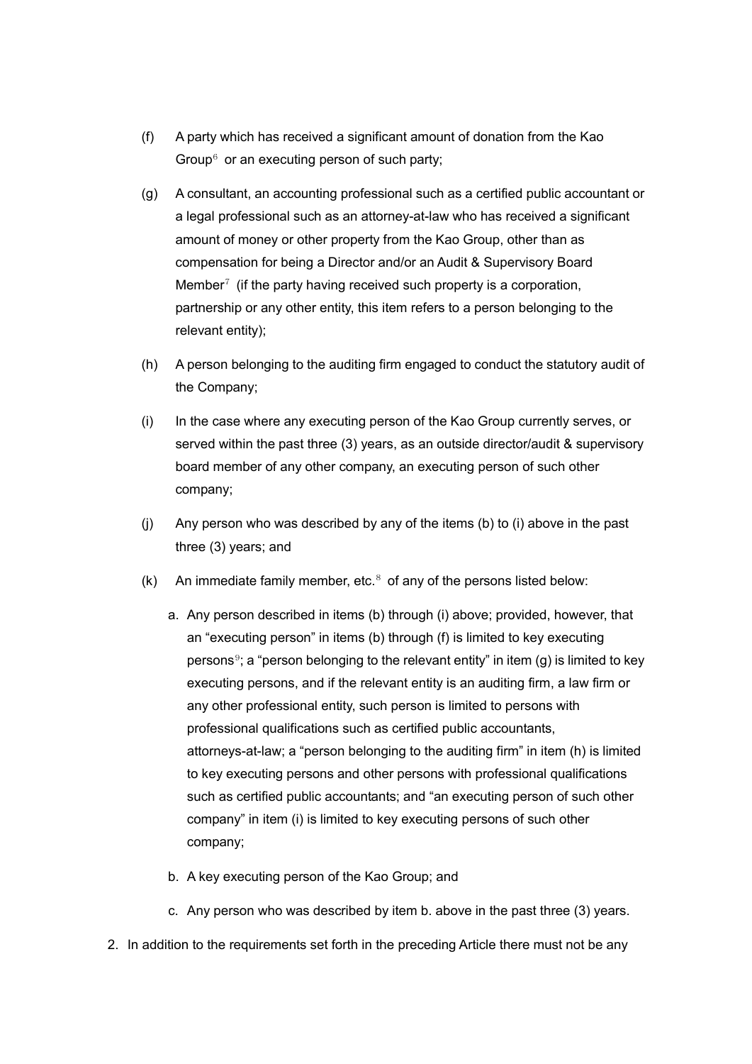(f) A party which has received a significant amount of donation from the Kao Group[6] or an executing person of such party;

(g) A consultant, an accounting professional such as a certified public accountant or a legal professional such as an attorney-at-law who has received a significant amount of money or other property from the Kao Group, other than as compensation for being a Director and/or an Audit & Supervisory Board Member[7] (if the party having received such property is a corporation, partnership or any other entity, this item refers to a person belonging to the relevant entity);

(h) A person belonging to the auditing firm engaged to conduct the statutory audit of the Company;

(i) In the case where any executing person of the Kao Group currently serves, or served within the past three (3) years, as an outside director/audit & supervisory board member of any other company, an executing person of such other company;

(j) Any person who was described by any of the items (b) to (i) above in the past three (3) years; and

(k) An immediate family member, etc.[8] of any of the persons listed below:

  a. Any person described in items (b) through (i) above; provided, however, that an "executing person" in items (b) through (f) is limited to key executing persons[9]; a "person belonging to the relevant entity" in item (g) is limited to key executing persons, and if the relevant entity is an auditing firm, a law firm or any other professional entity, such person is limited to persons with professional qualifications such as certified public accountants, attorneys-at-law; a "person belonging to the auditing firm" in item (h) is limited to key executing persons and other persons with professional qualifications such as certified public accountants; and "an executing person of such other company" in item (i) is limited to key executing persons of such other company;

  b. A key executing person of the Kao Group; and

  c. Any person who was described by item b. above in the past three (3) years.

2. In addition to the requirements set forth in the preceding Article there must not be any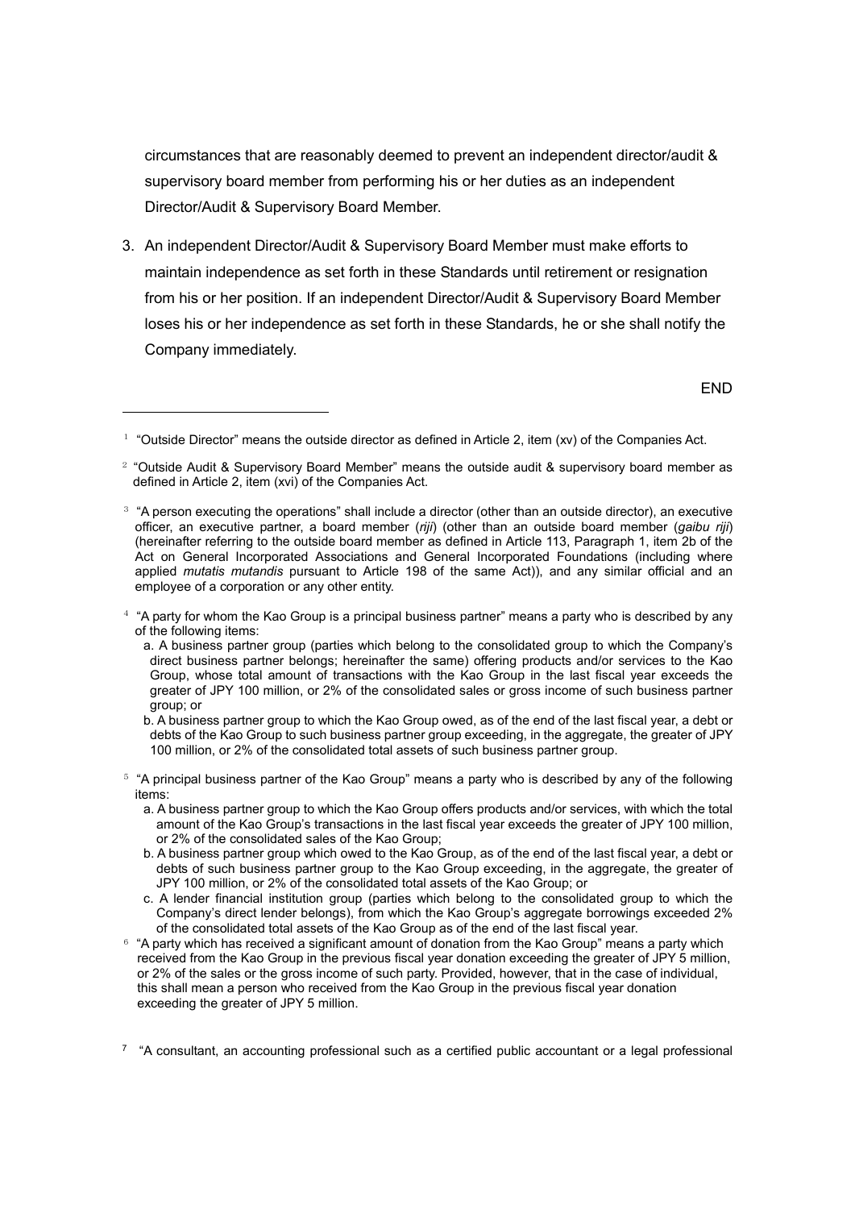circumstances that are reasonably deemed to prevent an independent director/audit & supervisory board member from performing his or her duties as an independent Director/Audit & Supervisory Board Member.

3. An independent Director/Audit & Supervisory Board Member must make efforts to maintain independence as set forth in these Standards until retirement or resignation from his or her position. If an independent Director/Audit & Supervisory Board Member loses his or her independence as set forth in these Standards, he or she shall notify the Company immediately.

END

---

[1] "Outside Director" means the outside director as defined in Article 2, item (xv) of the Companies Act.

[2] "Outside Audit & Supervisory Board Member" means the outside audit & supervisory board member as defined in Article 2, item (xvi) of the Companies Act.

[3] "A person executing the operations" shall include a director (other than an outside director), an executive officer, an executive partner, a board member (*riji*) (other than an outside board member (*gaibu riji*) (hereinafter referring to the outside board member as defined in Article 113, Paragraph 1, item 2b of the Act on General Incorporated Associations and General Incorporated Foundations (including where applied *mutatis mutandis* pursuant to Article 198 of the same Act)), and any similar official and an employee of a corporation or any other entity.

[4] "A party for whom the Kao Group is a principal business partner" means a party who is described by any of the following items:

a. A business partner group (parties which belong to the consolidated group to which the Company's direct business partner belongs; hereinafter the same) offering products and/or services to the Kao Group, whose total amount of transactions with the Kao Group in the last fiscal year exceeds the greater of JPY 100 million, or 2% of the consolidated sales or gross income of such business partner group; or

b. A business partner group to which the Kao Group owed, as of the end of the last fiscal year, a debt or debts of the Kao Group to such business partner group exceeding, in the aggregate, the greater of JPY 100 million, or 2% of the consolidated total assets of such business partner group.

[5] "A principal business partner of the Kao Group" means a party who is described by any of the following items:

a. A business partner group to which the Kao Group offers products and/or services, with which the total amount of the Kao Group's transactions in the last fiscal year exceeds the greater of JPY 100 million, or 2% of the consolidated sales of the Kao Group;

b. A business partner group which owed to the Kao Group, as of the end of the last fiscal year, a debt or debts of such business partner group to the Kao Group exceeding, in the aggregate, the greater of JPY 100 million, or 2% of the consolidated total assets of the Kao Group; or

c. A lender financial institution group (parties which belong to the consolidated group to which the Company's direct lender belongs), from which the Kao Group's aggregate borrowings exceeded 2% of the consolidated total assets of the Kao Group as of the end of the last fiscal year.

[6] "A party which has received a significant amount of donation from the Kao Group" means a party which received from the Kao Group in the previous fiscal year donation exceeding the greater of JPY 5 million, or 2% of the sales or the gross income of such party. Provided, however, that in the case of individual, this shall mean a person who received from the Kao Group in the previous fiscal year donation exceeding the greater of JPY 5 million.

[7] "A consultant, an accounting professional such as a certified public accountant or a legal professional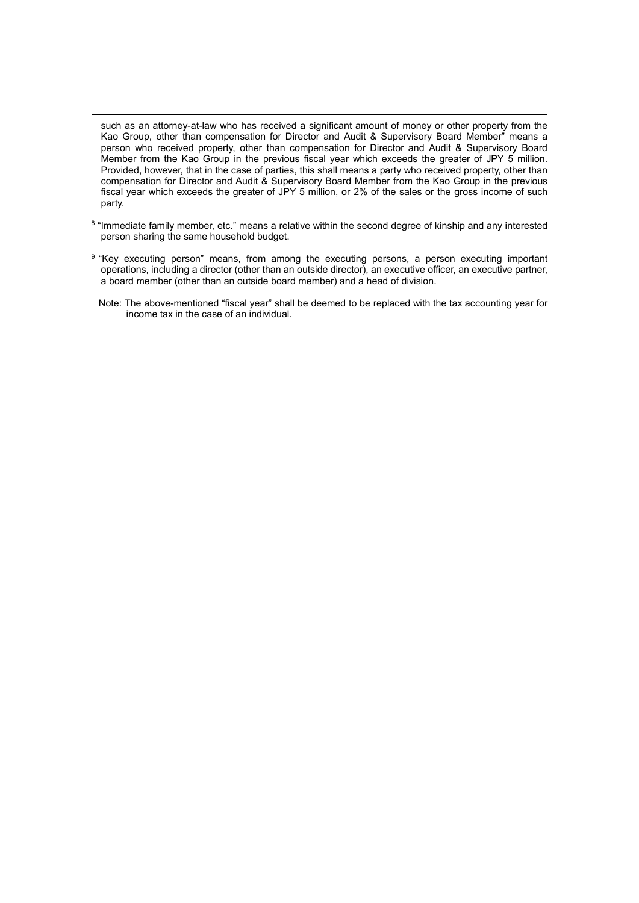such as an attorney-at-law who has received a significant amount of money or other property from the Kao Group, other than compensation for Director and Audit & Supervisory Board Member" means a person who received property, other than compensation for Director and Audit & Supervisory Board Member from the Kao Group in the previous fiscal year which exceeds the greater of JPY 5 million. Provided, however, that in the case of parties, this shall means a party who received property, other than compensation for Director and Audit & Supervisory Board Member from the Kao Group in the previous fiscal year which exceeds the greater of JPY 5 million, or 2% of the sales or the gross income of such party.

[8] "Immediate family member, etc." means a relative within the second degree of kinship and any interested person sharing the same household budget.

[9] "Key executing person" means, from among the executing persons, a person executing important operations, including a director (other than an outside director), an executive officer, an executive partner, a board member (other than an outside board member) and a head of division.

Note: The above-mentioned "fiscal year" shall be deemed to be replaced with the tax accounting year for income tax in the case of an individual.